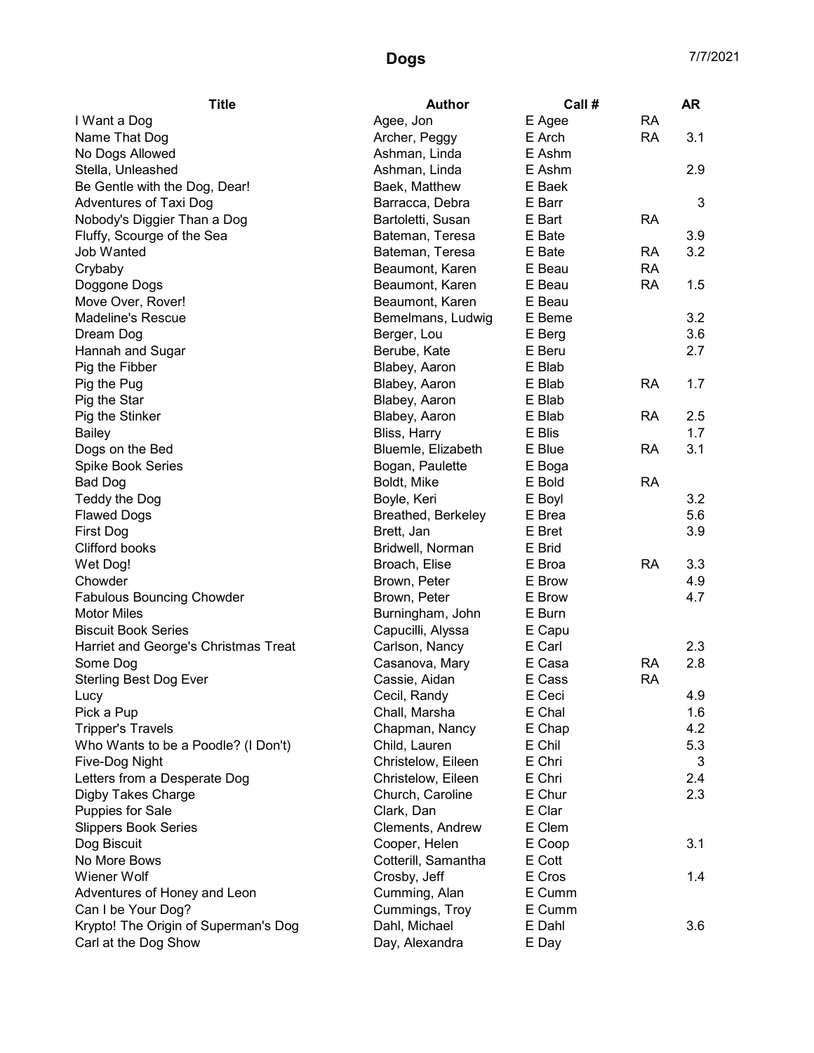# Dogs

7/7/2021

| Title | Author | Call # | | AR |
|---|---|---|---|---|
| I Want a Dog | Agee, Jon | E Agee | RA | |
| Name That Dog | Archer, Peggy | E Arch | RA | 3.1 |
| No Dogs Allowed | Ashman, Linda | E Ashm | | |
| Stella, Unleashed | Ashman, Linda | E Ashm | | 2.9 |
| Be Gentle with the Dog, Dear! | Baek, Matthew | E Baek | | |
| Adventures of Taxi Dog | Barracca, Debra | E Barr | | 3 |
| Nobody's Diggier Than a Dog | Bartoletti, Susan | E Bart | RA | |
| Fluffy, Scourge of the Sea | Bateman, Teresa | E Bate | | 3.9 |
| Job Wanted | Bateman, Teresa | E Bate | RA | 3.2 |
| Crybaby | Beaumont, Karen | E Beau | RA | |
| Doggone Dogs | Beaumont, Karen | E Beau | RA | 1.5 |
| Move Over, Rover! | Beaumont, Karen | E Beau | | |
| Madeline's Rescue | Bemelmans, Ludwig | E Beme | | 3.2 |
| Dream Dog | Berger, Lou | E Berg | | 3.6 |
| Hannah and Sugar | Berube, Kate | E Beru | | 2.7 |
| Pig the Fibber | Blabey, Aaron | E Blab | | |
| Pig the Pug | Blabey, Aaron | E Blab | RA | 1.7 |
| Pig the Star | Blabey, Aaron | E Blab | | |
| Pig the Stinker | Blabey, Aaron | E Blab | RA | 2.5 |
| Bailey | Bliss, Harry | E Blis | | 1.7 |
| Dogs on the Bed | Bluemle, Elizabeth | E Blue | RA | 3.1 |
| Spike Book Series | Bogan, Paulette | E Boga | | |
| Bad Dog | Boldt, Mike | E Bold | RA | |
| Teddy the Dog | Boyle, Keri | E Boyl | | 3.2 |
| Flawed Dogs | Breathed, Berkeley | E Brea | | 5.6 |
| First Dog | Brett, Jan | E Bret | | 3.9 |
| Clifford books | Bridwell, Norman | E Brid | | |
| Wet Dog! | Broach, Elise | E Broa | RA | 3.3 |
| Chowder | Brown, Peter | E Brow | | 4.9 |
| Fabulous Bouncing Chowder | Brown, Peter | E Brow | | 4.7 |
| Motor Miles | Burningham, John | E Burn | | |
| Biscuit Book Series | Capucilli, Alyssa | E Capu | | |
| Harriet and George's Christmas Treat | Carlson, Nancy | E Carl | | 2.3 |
| Some Dog | Casanova, Mary | E Casa | RA | 2.8 |
| Sterling Best Dog Ever | Cassie, Aidan | E Cass | RA | |
| Lucy | Cecil, Randy | E Ceci | | 4.9 |
| Pick a Pup | Chall, Marsha | E Chal | | 1.6 |
| Tripper's Travels | Chapman, Nancy | E Chap | | 4.2 |
| Who Wants to be a Poodle? (I Don't) | Child, Lauren | E Chil | | 5.3 |
| Five-Dog Night | Christelow, Eileen | E Chri | | 3 |
| Letters from a Desperate Dog | Christelow, Eileen | E Chri | | 2.4 |
| Digby Takes Charge | Church, Caroline | E Chur | | 2.3 |
| Puppies for Sale | Clark, Dan | E Clar | | |
| Slippers Book Series | Clements, Andrew | E Clem | | |
| Dog Biscuit | Cooper, Helen | E Coop | | 3.1 |
| No More Bows | Cotterill, Samantha | E Cott | | |
| Wiener Wolf | Crosby, Jeff | E Cros | | 1.4 |
| Adventures of Honey and Leon | Cumming, Alan | E Cumm | | |
| Can I be Your Dog? | Cummings, Troy | E Cumm | | |
| Krypto! The Origin of Superman's Dog | Dahl, Michael | E Dahl | | 3.6 |
| Carl at the Dog Show | Day, Alexandra | E Day | | |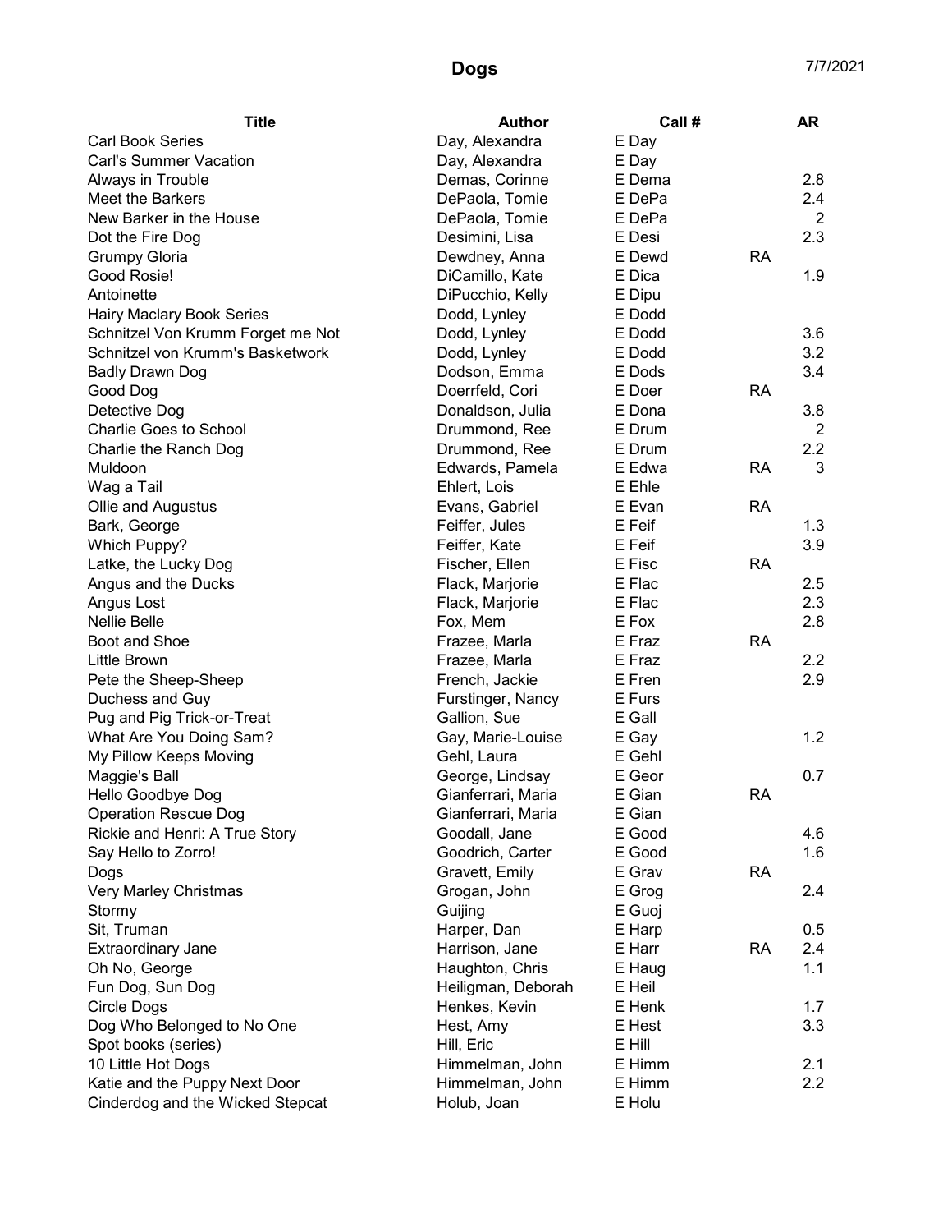# Dogs

7/7/2021

| Title | Author | Call # | | AR |
|---|---|---|---|---|
| Carl Book Series | Day, Alexandra | E Day | | |
| Carl's Summer Vacation | Day, Alexandra | E Day | | |
| Always in Trouble | Demas, Corinne | E Dema | | 2.8 |
| Meet the Barkers | DePaola, Tomie | E DePa | | 2.4 |
| New Barker in the House | DePaola, Tomie | E DePa | | 2 |
| Dot the Fire Dog | Desimini, Lisa | E Desi | | 2.3 |
| Grumpy Gloria | Dewdney, Anna | E Dewd | RA | |
| Good Rosie! | DiCamillo, Kate | E Dica | | 1.9 |
| Antoinette | DiPucchio, Kelly | E Dipu | | |
| Hairy Maclary Book Series | Dodd, Lynley | E Dodd | | |
| Schnitzel Von Krumm Forget me Not | Dodd, Lynley | E Dodd | | 3.6 |
| Schnitzel von Krumm's Basketwork | Dodd, Lynley | E Dodd | | 3.2 |
| Badly Drawn Dog | Dodson, Emma | E Dods | | 3.4 |
| Good Dog | Doerrfeld, Cori | E Doer | RA | |
| Detective Dog | Donaldson, Julia | E Dona | | 3.8 |
| Charlie Goes to School | Drummond, Ree | E Drum | | 2 |
| Charlie the Ranch Dog | Drummond, Ree | E Drum | | 2.2 |
| Muldoon | Edwards, Pamela | E Edwa | RA | 3 |
| Wag a Tail | Ehlert, Lois | E Ehle | | |
| Ollie and Augustus | Evans, Gabriel | E Evan | RA | |
| Bark, George | Feiffer, Jules | E Feif | | 1.3 |
| Which Puppy? | Feiffer, Kate | E Feif | | 3.9 |
| Latke, the Lucky Dog | Fischer, Ellen | E Fisc | RA | |
| Angus and the Ducks | Flack, Marjorie | E Flac | | 2.5 |
| Angus Lost | Flack, Marjorie | E Flac | | 2.3 |
| Nellie Belle | Fox, Mem | E Fox | | 2.8 |
| Boot and Shoe | Frazee, Marla | E Fraz | RA | |
| Little Brown | Frazee, Marla | E Fraz | | 2.2 |
| Pete the Sheep-Sheep | French, Jackie | E Fren | | 2.9 |
| Duchess and Guy | Furstinger, Nancy | E Furs | | |
| Pug and Pig Trick-or-Treat | Gallion, Sue | E Gall | | |
| What Are You Doing Sam? | Gay, Marie-Louise | E Gay | | 1.2 |
| My Pillow Keeps Moving | Gehl, Laura | E Gehl | | |
| Maggie's Ball | George, Lindsay | E Geor | | 0.7 |
| Hello Goodbye Dog | Gianferrari, Maria | E Gian | RA | |
| Operation Rescue Dog | Gianferrari, Maria | E Gian | | |
| Rickie and Henri: A True Story | Goodall, Jane | E Good | | 4.6 |
| Say Hello to Zorro! | Goodrich, Carter | E Good | | 1.6 |
| Dogs | Gravett, Emily | E Grav | RA | |
| Very Marley Christmas | Grogan, John | E Grog | | 2.4 |
| Stormy | Guijing | E Guoj | | |
| Sit, Truman | Harper, Dan | E Harp | | 0.5 |
| Extraordinary Jane | Harrison, Jane | E Harr | RA | 2.4 |
| Oh No, George | Haughton, Chris | E Haug | | 1.1 |
| Fun Dog, Sun Dog | Heiligman, Deborah | E Heil | | |
| Circle Dogs | Henkes, Kevin | E Henk | | 1.7 |
| Dog Who Belonged to No One | Hest, Amy | E Hest | | 3.3 |
| Spot books (series) | Hill, Eric | E Hill | | |
| 10 Little Hot Dogs | Himmelman, John | E Himm | | 2.1 |
| Katie and the Puppy Next Door | Himmelman, John | E Himm | | 2.2 |
| Cinderdog and the Wicked Stepcat | Holub, Joan | E Holu | | |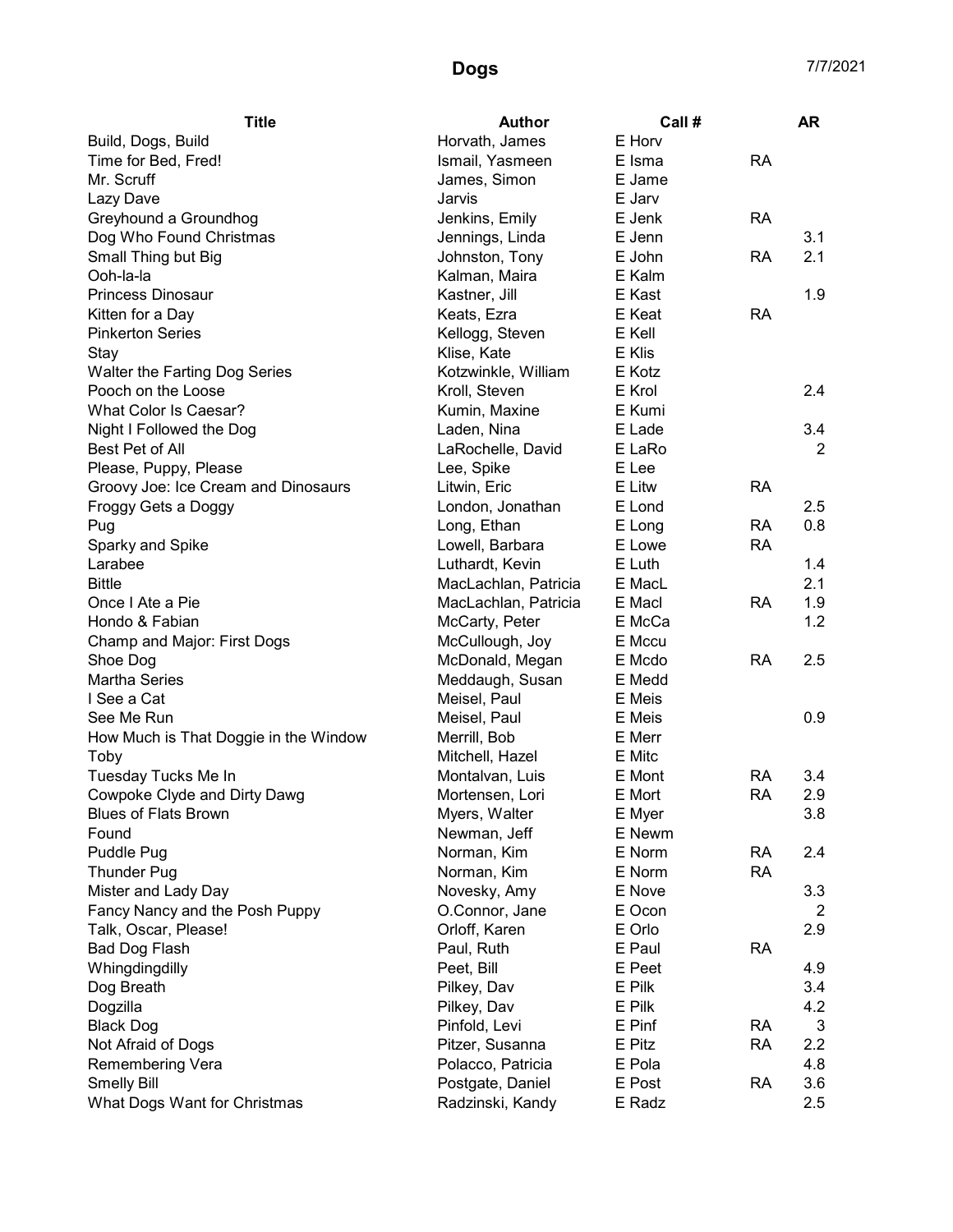# Dogs

7/7/2021

| Title | Author | Call # | | AR |
|---|---|---|---|---|
| Build, Dogs, Build | Horvath, James | E Horv | | |
| Time for Bed, Fred! | Ismail, Yasmeen | E Isma | RA | |
| Mr. Scruff | James, Simon | E Jame | | |
| Lazy Dave | Jarvis | E Jarv | | |
| Greyhound a Groundhog | Jenkins, Emily | E Jenk | RA | |
| Dog Who Found Christmas | Jennings, Linda | E Jenn | | 3.1 |
| Small Thing but Big | Johnston, Tony | E John | RA | 2.1 |
| Ooh-la-la | Kalman, Maira | E Kalm | | |
| Princess Dinosaur | Kastner, Jill | E Kast | | 1.9 |
| Kitten for a Day | Keats, Ezra | E Keat | RA | |
| Pinkerton Series | Kellogg, Steven | E Kell | | |
| Stay | Klise, Kate | E Klis | | |
| Walter the Farting Dog Series | Kotzwinkle, William | E Kotz | | |
| Pooch on the Loose | Kroll, Steven | E Krol | | 2.4 |
| What Color Is Caesar? | Kumin, Maxine | E Kumi | | |
| Night I Followed the Dog | Laden, Nina | E Lade | | 3.4 |
| Best Pet of All | LaRochelle, David | E LaRo | | 2 |
| Please, Puppy, Please | Lee, Spike | E Lee | | |
| Groovy Joe: Ice Cream and Dinosaurs | Litwin, Eric | E Litw | RA | |
| Froggy Gets a Doggy | London, Jonathan | E Lond | | 2.5 |
| Pug | Long, Ethan | E Long | RA | 0.8 |
| Sparky and Spike | Lowell, Barbara | E Lowe | RA | |
| Larabee | Luthardt, Kevin | E Luth | | 1.4 |
| Bittle | MacLachlan, Patricia | E MacL | | 2.1 |
| Once I Ate a Pie | MacLachlan, Patricia | E Macl | RA | 1.9 |
| Hondo & Fabian | McCarty, Peter | E McCa | | 1.2 |
| Champ and Major: First Dogs | McCullough, Joy | E Mccu | | |
| Shoe Dog | McDonald, Megan | E Mcdo | RA | 2.5 |
| Martha Series | Meddaugh, Susan | E Medd | | |
| I See a Cat | Meisel, Paul | E Meis | | |
| See Me Run | Meisel, Paul | E Meis | | 0.9 |
| How Much is That Doggie in the Window | Merrill, Bob | E Merr | | |
| Toby | Mitchell, Hazel | E Mitc | | |
| Tuesday Tucks Me In | Montalvan, Luis | E Mont | RA | 3.4 |
| Cowpoke Clyde and Dirty Dawg | Mortensen, Lori | E Mort | RA | 2.9 |
| Blues of Flats Brown | Myers, Walter | E Myer | | 3.8 |
| Found | Newman, Jeff | E Newm | | |
| Puddle Pug | Norman, Kim | E Norm | RA | 2.4 |
| Thunder Pug | Norman, Kim | E Norm | RA | |
| Mister and Lady Day | Novesky, Amy | E Nove | | 3.3 |
| Fancy Nancy and the Posh Puppy | O.Connor, Jane | E Ocon | | 2 |
| Talk, Oscar, Please! | Orloff, Karen | E Orlo | | 2.9 |
| Bad Dog Flash | Paul, Ruth | E Paul | RA | |
| Whingdingdilly | Peet, Bill | E Peet | | 4.9 |
| Dog Breath | Pilkey, Dav | E Pilk | | 3.4 |
| Dogzilla | Pilkey, Dav | E Pilk | | 4.2 |
| Black Dog | Pinfold, Levi | E Pinf | RA | 3 |
| Not Afraid of Dogs | Pitzer, Susanna | E Pitz | RA | 2.2 |
| Remembering Vera | Polacco, Patricia | E Pola | | 4.8 |
| Smelly Bill | Postgate, Daniel | E Post | RA | 3.6 |
| What Dogs Want for Christmas | Radzinski, Kandy | E Radz | | 2.5 |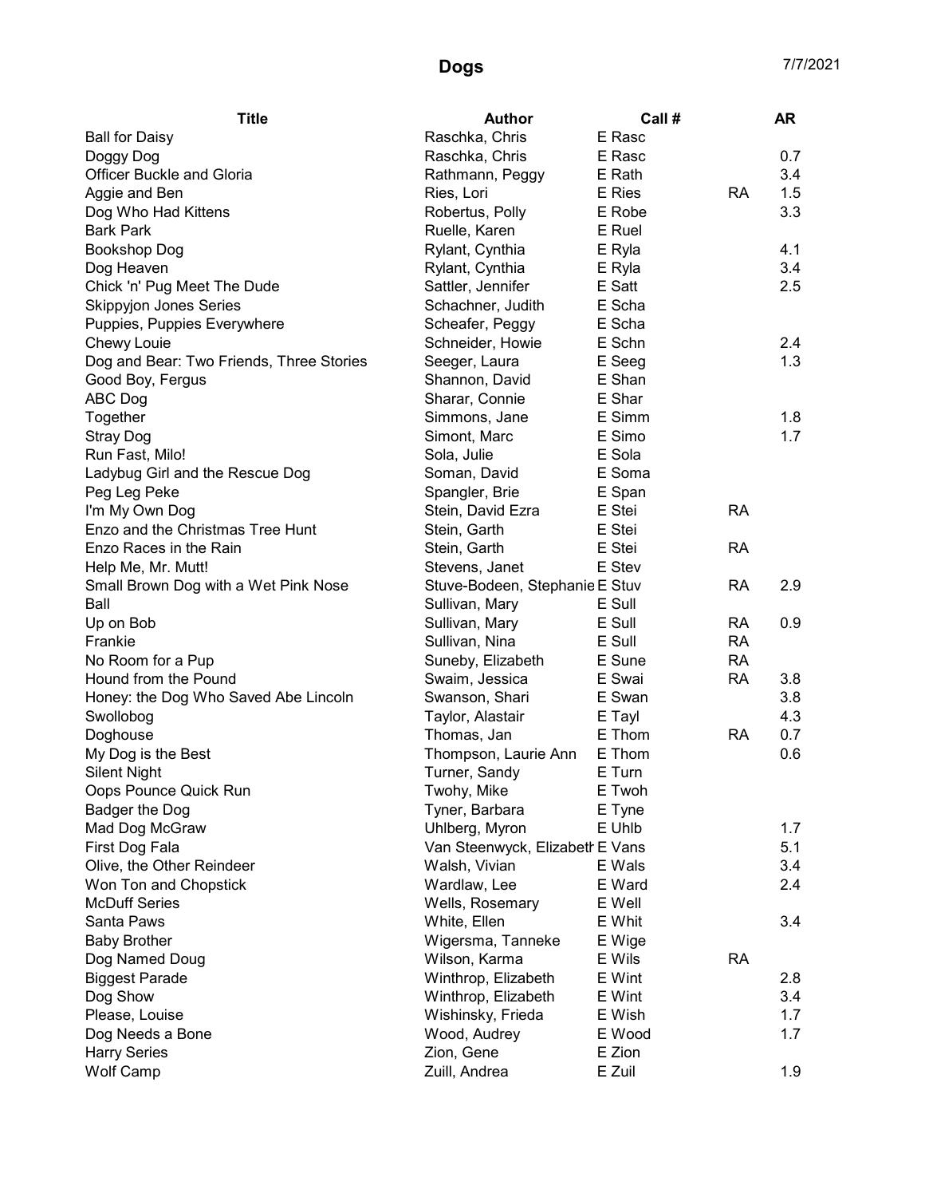# Dogs

7/7/2021

| Title | Author | Call # | | AR |
|---|---|---|---|---|
| Ball for Daisy | Raschka, Chris | E Rasc | | |
| Doggy Dog | Raschka, Chris | E Rasc | | 0.7 |
| Officer Buckle and Gloria | Rathmann, Peggy | E Rath | | 3.4 |
| Aggie and Ben | Ries, Lori | E Ries | RA | 1.5 |
| Dog Who Had Kittens | Robertus, Polly | E Robe | | 3.3 |
| Bark Park | Ruelle, Karen | E Ruel | | |
| Bookshop Dog | Rylant, Cynthia | E Ryla | | 4.1 |
| Dog Heaven | Rylant, Cynthia | E Ryla | | 3.4 |
| Chick 'n' Pug Meet The Dude | Sattler, Jennifer | E Satt | | 2.5 |
| Skippyjon Jones Series | Schachner, Judith | E Scha | | |
| Puppies, Puppies Everywhere | Scheafer, Peggy | E Scha | | |
| Chewy Louie | Schneider, Howie | E Schn | | 2.4 |
| Dog and Bear: Two Friends, Three Stories | Seeger, Laura | E Seeg | | 1.3 |
| Good Boy, Fergus | Shannon, David | E Shan | | |
| ABC Dog | Sharar, Connie | E Shar | | |
| Together | Simmons, Jane | E Simm | | 1.8 |
| Stray Dog | Simont, Marc | E Simo | | 1.7 |
| Run Fast, Milo! | Sola, Julie | E Sola | | |
| Ladybug Girl and the Rescue Dog | Soman, David | E Soma | | |
| Peg Leg Peke | Spangler, Brie | E Span | | |
| I'm My Own Dog | Stein, David Ezra | E Stei | RA | |
| Enzo and the Christmas Tree Hunt | Stein, Garth | E Stei | | |
| Enzo Races in the Rain | Stein, Garth | E Stei | RA | |
| Help Me, Mr. Mutt! | Stevens, Janet | E Stev | | |
| Small Brown Dog with a Wet Pink Nose | Stuve-Bodeen, Stephanie | E Stuv | RA | 2.9 |
| Ball | Sullivan, Mary | E Sull | | |
| Up on Bob | Sullivan, Mary | E Sull | RA | 0.9 |
| Frankie | Sullivan, Nina | E Sull | RA | |
| No Room for a Pup | Suneby, Elizabeth | E Sune | RA | |
| Hound from the Pound | Swaim, Jessica | E Swai | RA | 3.8 |
| Honey: the Dog Who Saved Abe Lincoln | Swanson, Shari | E Swan | | 3.8 |
| Swollobog | Taylor, Alastair | E Tayl | | 4.3 |
| Doghouse | Thomas, Jan | E Thom | RA | 0.7 |
| My Dog is the Best | Thompson, Laurie Ann | E Thom | | 0.6 |
| Silent Night | Turner, Sandy | E Turn | | |
| Oops Pounce Quick Run | Twohy, Mike | E Twoh | | |
| Badger the Dog | Tyner, Barbara | E Tyne | | |
| Mad Dog McGraw | Uhlberg, Myron | E Uhlb | | 1.7 |
| First Dog Fala | Van Steenwyck, Elizabeth | E Vans | | 5.1 |
| Olive, the Other Reindeer | Walsh, Vivian | E Wals | | 3.4 |
| Won Ton and Chopstick | Wardlaw, Lee | E Ward | | 2.4 |
| McDuff Series | Wells, Rosemary | E Well | | |
| Santa Paws | White, Ellen | E Whit | | 3.4 |
| Baby Brother | Wigersma, Tanneke | E Wige | | |
| Dog Named Doug | Wilson, Karma | E Wils | RA | |
| Biggest Parade | Winthrop, Elizabeth | E Wint | | 2.8 |
| Dog Show | Winthrop, Elizabeth | E Wint | | 3.4 |
| Please, Louise | Wishinsky, Frieda | E Wish | | 1.7 |
| Dog Needs a Bone | Wood, Audrey | E Wood | | 1.7 |
| Harry Series | Zion, Gene | E Zion | | |
| Wolf Camp | Zuill, Andrea | E Zuil | | 1.9 |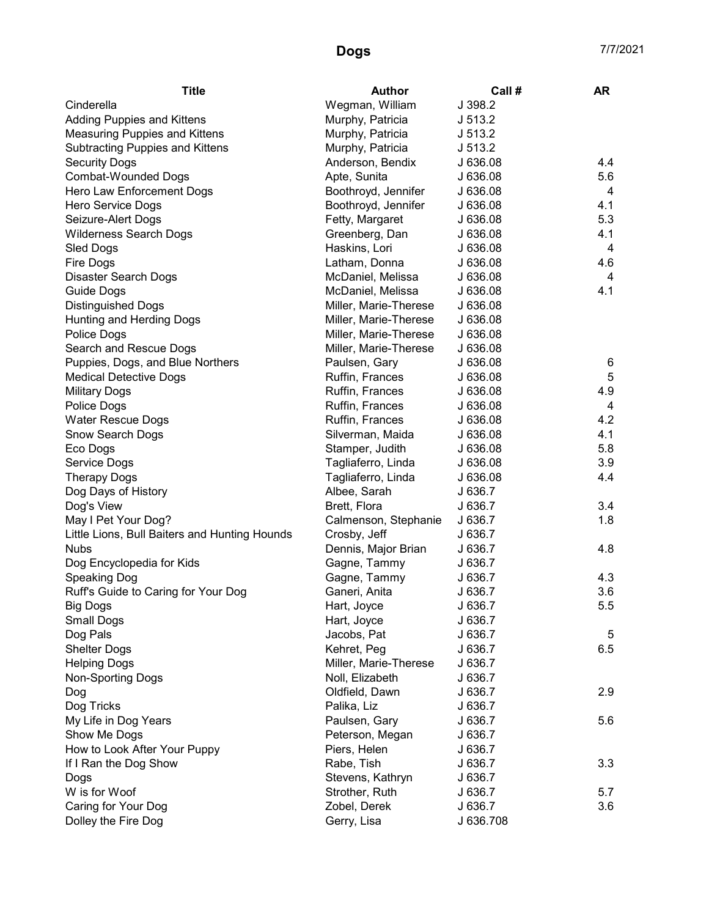# Dogs

7/7/2021

| Title | Author | Call # | AR |
|---|---|---|---|
| Cinderella | Wegman, William | J 398.2 | |
| Adding Puppies and Kittens | Murphy, Patricia | J 513.2 | |
| Measuring Puppies and Kittens | Murphy, Patricia | J 513.2 | |
| Subtracting Puppies and Kittens | Murphy, Patricia | J 513.2 | |
| Security Dogs | Anderson, Bendix | J 636.08 | 4.4 |
| Combat-Wounded Dogs | Apte, Sunita | J 636.08 | 5.6 |
| Hero Law Enforcement Dogs | Boothroyd, Jennifer | J 636.08 | 4 |
| Hero Service Dogs | Boothroyd, Jennifer | J 636.08 | 4.1 |
| Seizure-Alert Dogs | Fetty, Margaret | J 636.08 | 5.3 |
| Wilderness Search Dogs | Greenberg, Dan | J 636.08 | 4.1 |
| Sled Dogs | Haskins, Lori | J 636.08 | 4 |
| Fire Dogs | Latham, Donna | J 636.08 | 4.6 |
| Disaster Search Dogs | McDaniel, Melissa | J 636.08 | 4 |
| Guide Dogs | McDaniel, Melissa | J 636.08 | 4.1 |
| Distinguished Dogs | Miller, Marie-Therese | J 636.08 | |
| Hunting and Herding Dogs | Miller, Marie-Therese | J 636.08 | |
| Police Dogs | Miller, Marie-Therese | J 636.08 | |
| Search and Rescue Dogs | Miller, Marie-Therese | J 636.08 | |
| Puppies, Dogs, and Blue Northers | Paulsen, Gary | J 636.08 | 6 |
| Medical Detective Dogs | Ruffin, Frances | J 636.08 | 5 |
| Military Dogs | Ruffin, Frances | J 636.08 | 4.9 |
| Police Dogs | Ruffin, Frances | J 636.08 | 4 |
| Water Rescue Dogs | Ruffin, Frances | J 636.08 | 4.2 |
| Snow Search Dogs | Silverman, Maida | J 636.08 | 4.1 |
| Eco Dogs | Stamper, Judith | J 636.08 | 5.8 |
| Service Dogs | Tagliaferro, Linda | J 636.08 | 3.9 |
| Therapy Dogs | Tagliaferro, Linda | J 636.08 | 4.4 |
| Dog Days of History | Albee, Sarah | J 636.7 | |
| Dog's View | Brett, Flora | J 636.7 | 3.4 |
| May I Pet Your Dog? | Calmenson, Stephanie | J 636.7 | 1.8 |
| Little Lions, Bull Baiters and Hunting Hounds | Crosby, Jeff | J 636.7 | |
| Nubs | Dennis, Major Brian | J 636.7 | 4.8 |
| Dog Encyclopedia for Kids | Gagne, Tammy | J 636.7 | |
| Speaking Dog | Gagne, Tammy | J 636.7 | 4.3 |
| Ruff's Guide to Caring for Your Dog | Ganeri, Anita | J 636.7 | 3.6 |
| Big Dogs | Hart, Joyce | J 636.7 | 5.5 |
| Small Dogs | Hart, Joyce | J 636.7 | |
| Dog Pals | Jacobs, Pat | J 636.7 | 5 |
| Shelter Dogs | Kehret, Peg | J 636.7 | 6.5 |
| Helping Dogs | Miller, Marie-Therese | J 636.7 | |
| Non-Sporting Dogs | Noll, Elizabeth | J 636.7 | |
| Dog | Oldfield, Dawn | J 636.7 | 2.9 |
| Dog Tricks | Palika, Liz | J 636.7 | |
| My Life in Dog Years | Paulsen, Gary | J 636.7 | 5.6 |
| Show Me Dogs | Peterson, Megan | J 636.7 | |
| How to Look After Your Puppy | Piers, Helen | J 636.7 | |
| If I Ran the Dog Show | Rabe, Tish | J 636.7 | 3.3 |
| Dogs | Stevens, Kathryn | J 636.7 | |
| W is for Woof | Strother, Ruth | J 636.7 | 5.7 |
| Caring for Your Dog | Zobel, Derek | J 636.7 | 3.6 |
| Dolley the Fire Dog | Gerry, Lisa | J 636.708 | |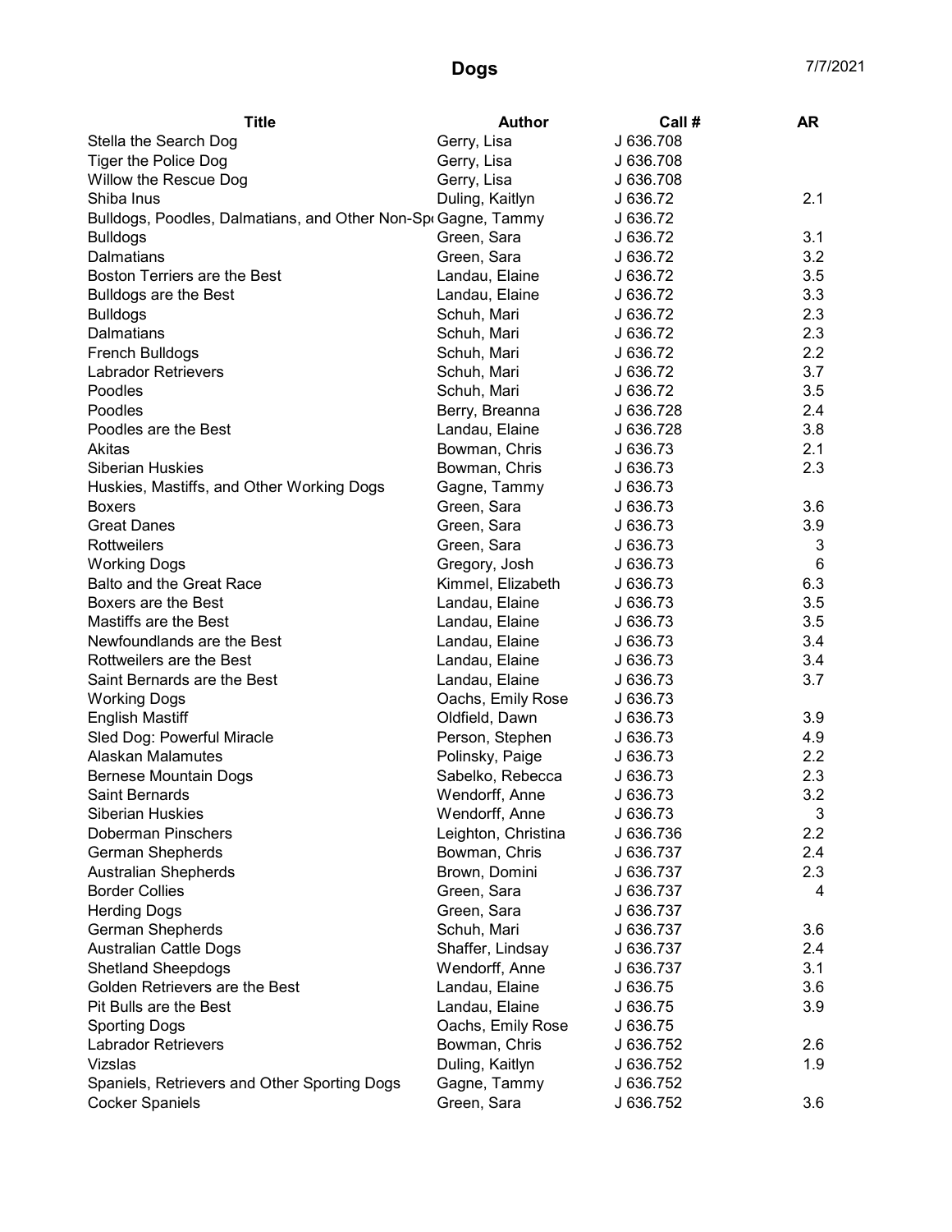# Dogs

7/7/2021

| Title | Author | Call # | AR |
|---|---|---|---|
| Stella the Search Dog | Gerry, Lisa | J 636.708 | |
| Tiger the Police Dog | Gerry, Lisa | J 636.708 | |
| Willow the Rescue Dog | Gerry, Lisa | J 636.708 | |
| Shiba Inus | Duling, Kaitlyn | J 636.72 | 2.1 |
| Bulldogs, Poodles, Dalmatians, and Other Non-Sp | Gagne, Tammy | J 636.72 | |
| Bulldogs | Green, Sara | J 636.72 | 3.1 |
| Dalmatians | Green, Sara | J 636.72 | 3.2 |
| Boston Terriers are the Best | Landau, Elaine | J 636.72 | 3.5 |
| Bulldogs are the Best | Landau, Elaine | J 636.72 | 3.3 |
| Bulldogs | Schuh, Mari | J 636.72 | 2.3 |
| Dalmatians | Schuh, Mari | J 636.72 | 2.3 |
| French Bulldogs | Schuh, Mari | J 636.72 | 2.2 |
| Labrador Retrievers | Schuh, Mari | J 636.72 | 3.7 |
| Poodles | Schuh, Mari | J 636.72 | 3.5 |
| Poodles | Berry, Breanna | J 636.728 | 2.4 |
| Poodles are the Best | Landau, Elaine | J 636.728 | 3.8 |
| Akitas | Bowman, Chris | J 636.73 | 2.1 |
| Siberian Huskies | Bowman, Chris | J 636.73 | 2.3 |
| Huskies, Mastiffs, and Other Working Dogs | Gagne, Tammy | J 636.73 | |
| Boxers | Green, Sara | J 636.73 | 3.6 |
| Great Danes | Green, Sara | J 636.73 | 3.9 |
| Rottweilers | Green, Sara | J 636.73 | 3 |
| Working Dogs | Gregory, Josh | J 636.73 | 6 |
| Balto and the Great Race | Kimmel, Elizabeth | J 636.73 | 6.3 |
| Boxers are the Best | Landau, Elaine | J 636.73 | 3.5 |
| Mastiffs are the Best | Landau, Elaine | J 636.73 | 3.5 |
| Newfoundlands are the Best | Landau, Elaine | J 636.73 | 3.4 |
| Rottweilers are the Best | Landau, Elaine | J 636.73 | 3.4 |
| Saint Bernards are the Best | Landau, Elaine | J 636.73 | 3.7 |
| Working Dogs | Oachs, Emily Rose | J 636.73 | |
| English Mastiff | Oldfield, Dawn | J 636.73 | 3.9 |
| Sled Dog: Powerful Miracle | Person, Stephen | J 636.73 | 4.9 |
| Alaskan Malamutes | Polinsky, Paige | J 636.73 | 2.2 |
| Bernese Mountain Dogs | Sabelko, Rebecca | J 636.73 | 2.3 |
| Saint Bernards | Wendorff, Anne | J 636.73 | 3.2 |
| Siberian Huskies | Wendorff, Anne | J 636.73 | 3 |
| Doberman Pinschers | Leighton, Christina | J 636.736 | 2.2 |
| German Shepherds | Bowman, Chris | J 636.737 | 2.4 |
| Australian Shepherds | Brown, Domini | J 636.737 | 2.3 |
| Border Collies | Green, Sara | J 636.737 | 4 |
| Herding Dogs | Green, Sara | J 636.737 | |
| German Shepherds | Schuh, Mari | J 636.737 | 3.6 |
| Australian Cattle Dogs | Shaffer, Lindsay | J 636.737 | 2.4 |
| Shetland Sheepdogs | Wendorff, Anne | J 636.737 | 3.1 |
| Golden Retrievers are the Best | Landau, Elaine | J 636.75 | 3.6 |
| Pit Bulls are the Best | Landau, Elaine | J 636.75 | 3.9 |
| Sporting Dogs | Oachs, Emily Rose | J 636.75 | |
| Labrador Retrievers | Bowman, Chris | J 636.752 | 2.6 |
| Vizslas | Duling, Kaitlyn | J 636.752 | 1.9 |
| Spaniels, Retrievers and Other Sporting Dogs | Gagne, Tammy | J 636.752 | |
| Cocker Spaniels | Green, Sara | J 636.752 | 3.6 |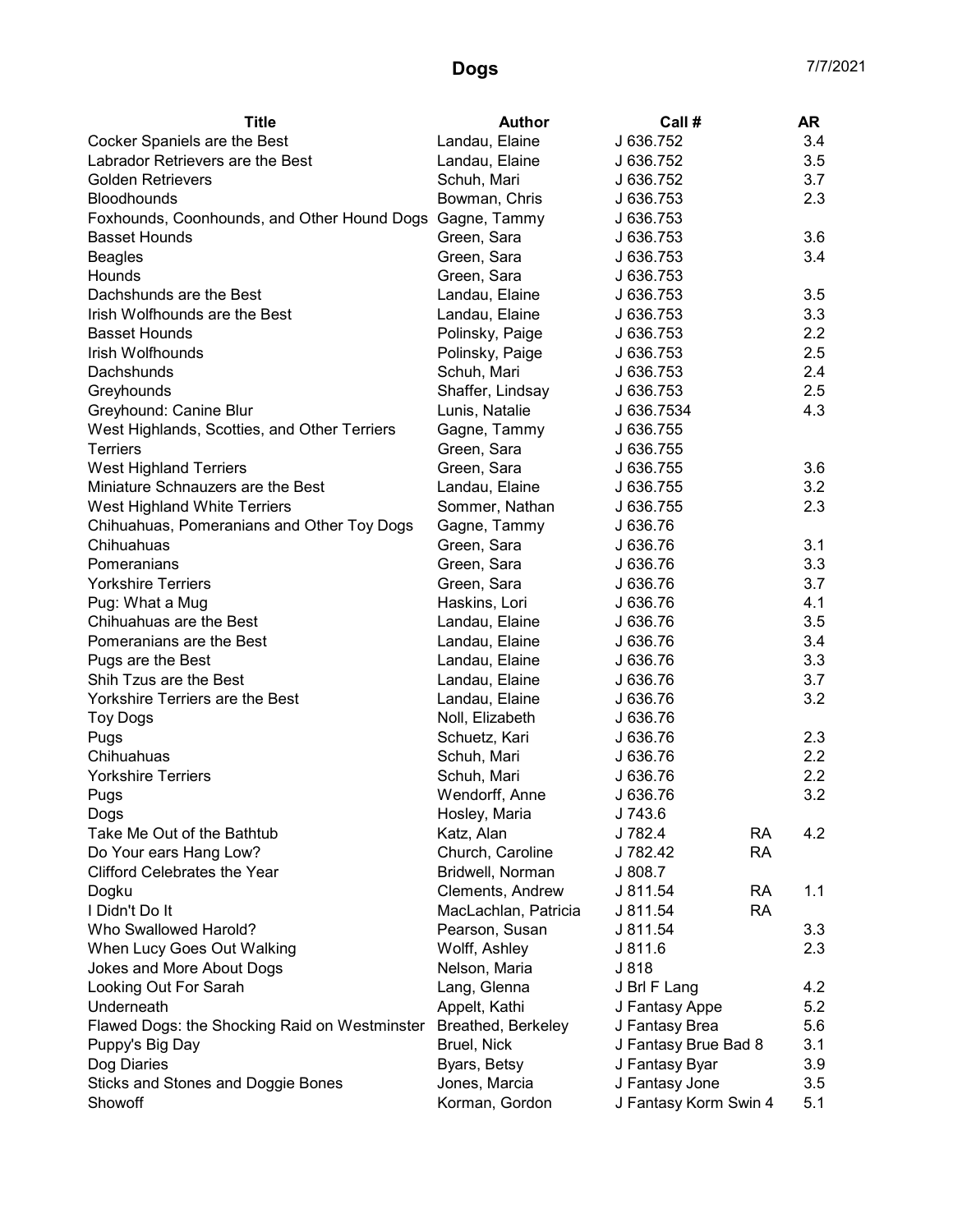# Dogs

7/7/2021

| Title | Author | Call # | | AR |
|---|---|---|---|---|
| Cocker Spaniels are the Best | Landau, Elaine | J 636.752 | | 3.4 |
| Labrador Retrievers are the Best | Landau, Elaine | J 636.752 | | 3.5 |
| Golden Retrievers | Schuh, Mari | J 636.752 | | 3.7 |
| Bloodhounds | Bowman, Chris | J 636.753 | | 2.3 |
| Foxhounds, Coonhounds, and Other Hound Dogs | Gagne, Tammy | J 636.753 | | |
| Basset Hounds | Green, Sara | J 636.753 | | 3.6 |
| Beagles | Green, Sara | J 636.753 | | 3.4 |
| Hounds | Green, Sara | J 636.753 | | |
| Dachshunds are the Best | Landau, Elaine | J 636.753 | | 3.5 |
| Irish Wolfhounds are the Best | Landau, Elaine | J 636.753 | | 3.3 |
| Basset Hounds | Polinsky, Paige | J 636.753 | | 2.2 |
| Irish Wolfhounds | Polinsky, Paige | J 636.753 | | 2.5 |
| Dachshunds | Schuh, Mari | J 636.753 | | 2.4 |
| Greyhounds | Shaffer, Lindsay | J 636.753 | | 2.5 |
| Greyhound: Canine Blur | Lunis, Natalie | J 636.7534 | | 4.3 |
| West Highlands, Scotties, and Other Terriers | Gagne, Tammy | J 636.755 | | |
| Terriers | Green, Sara | J 636.755 | | |
| West Highland Terriers | Green, Sara | J 636.755 | | 3.6 |
| Miniature Schnauzers are the Best | Landau, Elaine | J 636.755 | | 3.2 |
| West Highland White Terriers | Sommer, Nathan | J 636.755 | | 2.3 |
| Chihuahuas, Pomeranians and Other Toy Dogs | Gagne, Tammy | J 636.76 | | |
| Chihuahuas | Green, Sara | J 636.76 | | 3.1 |
| Pomeranians | Green, Sara | J 636.76 | | 3.3 |
| Yorkshire Terriers | Green, Sara | J 636.76 | | 3.7 |
| Pug: What a Mug | Haskins, Lori | J 636.76 | | 4.1 |
| Chihuahuas are the Best | Landau, Elaine | J 636.76 | | 3.5 |
| Pomeranians are the Best | Landau, Elaine | J 636.76 | | 3.4 |
| Pugs are the Best | Landau, Elaine | J 636.76 | | 3.3 |
| Shih Tzus are the Best | Landau, Elaine | J 636.76 | | 3.7 |
| Yorkshire Terriers are the Best | Landau, Elaine | J 636.76 | | 3.2 |
| Toy Dogs | Noll, Elizabeth | J 636.76 | | |
| Pugs | Schuetz, Kari | J 636.76 | | 2.3 |
| Chihuahuas | Schuh, Mari | J 636.76 | | 2.2 |
| Yorkshire Terriers | Schuh, Mari | J 636.76 | | 2.2 |
| Pugs | Wendorff, Anne | J 636.76 | | 3.2 |
| Dogs | Hosley, Maria | J 743.6 | | |
| Take Me Out of the Bathtub | Katz, Alan | J 782.4 | RA | 4.2 |
| Do Your ears Hang Low? | Church, Caroline | J 782.42 | RA | |
| Clifford Celebrates the Year | Bridwell, Norman | J 808.7 | | |
| Dogku | Clements, Andrew | J 811.54 | RA | 1.1 |
| I Didn't Do It | MacLachlan, Patricia | J 811.54 | RA | |
| Who Swallowed Harold? | Pearson, Susan | J 811.54 | | 3.3 |
| When Lucy Goes Out Walking | Wolff, Ashley | J 811.6 | | 2.3 |
| Jokes and More About Dogs | Nelson, Maria | J 818 | | |
| Looking Out For Sarah | Lang, Glenna | J Brl F Lang | | 4.2 |
| Underneath | Appelt, Kathi | J Fantasy Appe | | 5.2 |
| Flawed Dogs: the Shocking Raid on Westminster | Breathed, Berkeley | J Fantasy Brea | | 5.6 |
| Puppy's Big Day | Bruel, Nick | J Fantasy Brue Bad 8 | | 3.1 |
| Dog Diaries | Byars, Betsy | J Fantasy Byar | | 3.9 |
| Sticks and Stones and Doggie Bones | Jones, Marcia | J Fantasy Jone | | 3.5 |
| Showoff | Korman, Gordon | J Fantasy Korm Swin 4 | | 5.1 |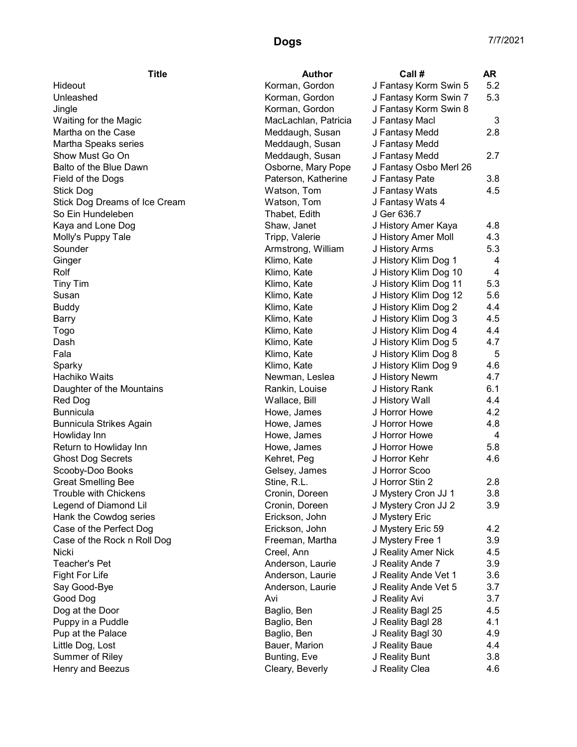# Dogs

7/7/2021

| Title | Author | Call # | AR |
|---|---|---|---|
| Hideout | Korman, Gordon | J Fantasy Korm Swin 5 | 5.2 |
| Unleashed | Korman, Gordon | J Fantasy Korm Swin 7 | 5.3 |
| Jingle | Korman, Gordon | J Fantasy Korm Swin 8 | |
| Waiting for the Magic | MacLachlan, Patricia | J Fantasy Macl | 3 |
| Martha on the Case | Meddaugh, Susan | J Fantasy Medd | 2.8 |
| Martha Speaks series | Meddaugh, Susan | J Fantasy Medd | |
| Show Must Go On | Meddaugh, Susan | J Fantasy Medd | 2.7 |
| Balto of the Blue Dawn | Osborne, Mary Pope | J Fantasy Osbo Merl 26 | |
| Field of the Dogs | Paterson, Katherine | J Fantasy Pate | 3.8 |
| Stick Dog | Watson, Tom | J Fantasy Wats | 4.5 |
| Stick Dog Dreams of Ice Cream | Watson, Tom | J Fantasy Wats 4 | |
| So Ein Hundeleben | Thabet, Edith | J Ger 636.7 | |
| Kaya and Lone Dog | Shaw, Janet | J History Amer Kaya | 4.8 |
| Molly's Puppy Tale | Tripp, Valerie | J History Amer Moll | 4.3 |
| Sounder | Armstrong, William | J History Arms | 5.3 |
| Ginger | Klimo, Kate | J History Klim Dog 1 | 4 |
| Rolf | Klimo, Kate | J History Klim Dog 10 | 4 |
| Tiny Tim | Klimo, Kate | J History Klim Dog 11 | 5.3 |
| Susan | Klimo, Kate | J History Klim Dog 12 | 5.6 |
| Buddy | Klimo, Kate | J History Klim Dog 2 | 4.4 |
| Barry | Klimo, Kate | J History Klim Dog 3 | 4.5 |
| Togo | Klimo, Kate | J History Klim Dog 4 | 4.4 |
| Dash | Klimo, Kate | J History Klim Dog 5 | 4.7 |
| Fala | Klimo, Kate | J History Klim Dog 8 | 5 |
| Sparky | Klimo, Kate | J History Klim Dog 9 | 4.6 |
| Hachiko Waits | Newman, Leslea | J History Newm | 4.7 |
| Daughter of the Mountains | Rankin, Louise | J History Rank | 6.1 |
| Red Dog | Wallace, Bill | J History Wall | 4.4 |
| Bunnicula | Howe, James | J Horror Howe | 4.2 |
| Bunnicula Strikes Again | Howe, James | J Horror Howe | 4.8 |
| Howliday Inn | Howe, James | J Horror Howe | 4 |
| Return to Howliday Inn | Howe, James | J Horror Howe | 5.8 |
| Ghost Dog Secrets | Kehret, Peg | J Horror Kehr | 4.6 |
| Scooby-Doo Books | Gelsey, James | J Horror Scoo | |
| Great Smelling Bee | Stine, R.L. | J Horror Stin 2 | 2.8 |
| Trouble with Chickens | Cronin, Doreen | J Mystery Cron JJ 1 | 3.8 |
| Legend of Diamond Lil | Cronin, Doreen | J Mystery Cron JJ 2 | 3.9 |
| Hank the Cowdog series | Erickson, John | J Mystery Eric | |
| Case of the Perfect Dog | Erickson, John | J Mystery Eric 59 | 4.2 |
| Case of the Rock n Roll Dog | Freeman, Martha | J Mystery Free 1 | 3.9 |
| Nicki | Creel, Ann | J Reality Amer Nick | 4.5 |
| Teacher's Pet | Anderson, Laurie | J Reality Ande 7 | 3.9 |
| Fight For Life | Anderson, Laurie | J Reality Ande Vet 1 | 3.6 |
| Say Good-Bye | Anderson, Laurie | J Reality Ande Vet 5 | 3.7 |
| Good Dog | Avi | J Reality Avi | 3.7 |
| Dog at the Door | Baglio, Ben | J Reality Bagl 25 | 4.5 |
| Puppy in a Puddle | Baglio, Ben | J Reality Bagl 28 | 4.1 |
| Pup at the Palace | Baglio, Ben | J Reality Bagl 30 | 4.9 |
| Little Dog, Lost | Bauer, Marion | J Reality Baue | 4.4 |
| Summer of Riley | Bunting, Eve | J Reality Bunt | 3.8 |
| Henry and Beezus | Cleary, Beverly | J Reality Clea | 4.6 |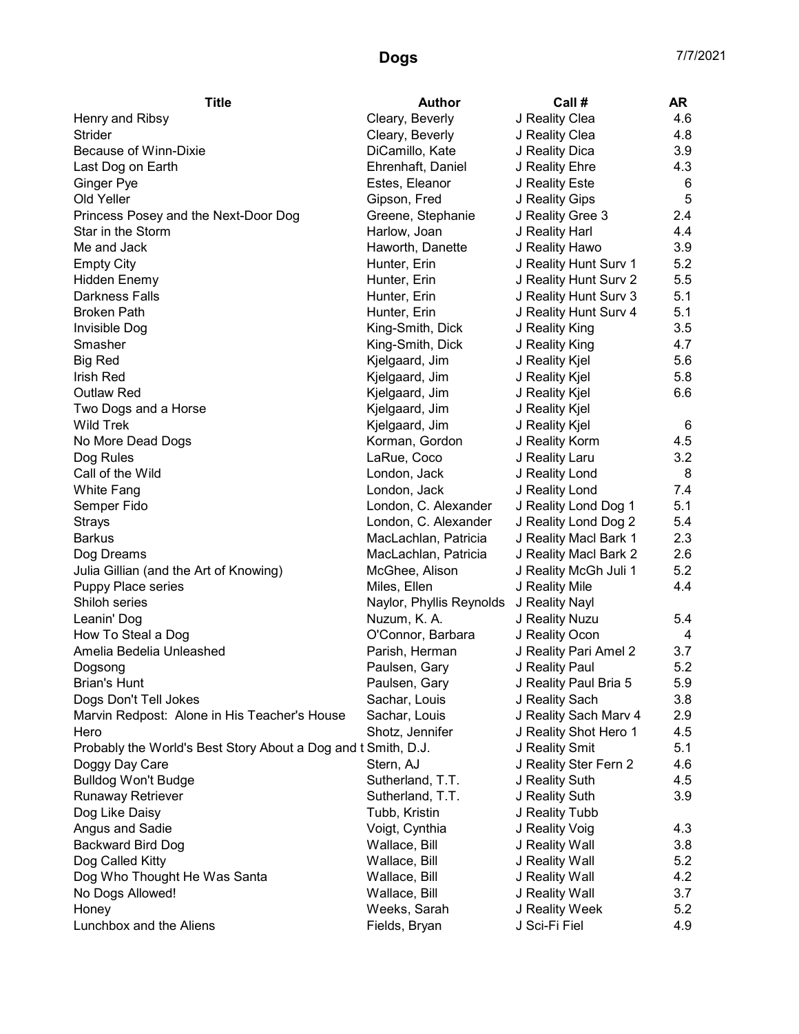# Dogs

7/7/2021

| Title | Author | Call # | AR |
|---|---|---|---|
| Henry and Ribsy | Cleary, Beverly | J Reality Clea | 4.6 |
| Strider | Cleary, Beverly | J Reality Clea | 4.8 |
| Because of Winn-Dixie | DiCamillo, Kate | J Reality Dica | 3.9 |
| Last Dog on Earth | Ehrenhaft, Daniel | J Reality Ehre | 4.3 |
| Ginger Pye | Estes, Eleanor | J Reality Este | 6 |
| Old Yeller | Gipson, Fred | J Reality Gips | 5 |
| Princess Posey and the Next-Door Dog | Greene, Stephanie | J Reality Gree 3 | 2.4 |
| Star in the Storm | Harlow, Joan | J Reality Harl | 4.4 |
| Me and Jack | Haworth, Danette | J Reality Hawo | 3.9 |
| Empty City | Hunter, Erin | J Reality Hunt Surv 1 | 5.2 |
| Hidden Enemy | Hunter, Erin | J Reality Hunt Surv 2 | 5.5 |
| Darkness Falls | Hunter, Erin | J Reality Hunt Surv 3 | 5.1 |
| Broken Path | Hunter, Erin | J Reality Hunt Surv 4 | 5.1 |
| Invisible Dog | King-Smith, Dick | J Reality King | 3.5 |
| Smasher | King-Smith, Dick | J Reality King | 4.7 |
| Big Red | Kjelgaard, Jim | J Reality Kjel | 5.6 |
| Irish Red | Kjelgaard, Jim | J Reality Kjel | 5.8 |
| Outlaw Red | Kjelgaard, Jim | J Reality Kjel | 6.6 |
| Two Dogs and a Horse | Kjelgaard, Jim | J Reality Kjel | |
| Wild Trek | Kjelgaard, Jim | J Reality Kjel | 6 |
| No More Dead Dogs | Korman, Gordon | J Reality Korm | 4.5 |
| Dog Rules | LaRue, Coco | J Reality Laru | 3.2 |
| Call of the Wild | London, Jack | J Reality Lond | 8 |
| White Fang | London, Jack | J Reality Lond | 7.4 |
| Semper Fido | London, C. Alexander | J Reality Lond Dog 1 | 5.1 |
| Strays | London, C. Alexander | J Reality Lond Dog 2 | 5.4 |
| Barkus | MacLachlan, Patricia | J Reality Macl Bark 1 | 2.3 |
| Dog Dreams | MacLachlan, Patricia | J Reality Macl Bark 2 | 2.6 |
| Julia Gillian (and the Art of Knowing) | McGhee, Alison | J Reality McGh Juli 1 | 5.2 |
| Puppy Place series | Miles, Ellen | J Reality Mile | 4.4 |
| Shiloh series | Naylor, Phyllis Reynolds | J Reality Nayl | |
| Leanin' Dog | Nuzum, K. A. | J Reality Nuzu | 5.4 |
| How To Steal a Dog | O'Connor, Barbara | J Reality Ocon | 4 |
| Amelia Bedelia Unleashed | Parish, Herman | J Reality Pari Amel 2 | 3.7 |
| Dogsong | Paulsen, Gary | J Reality Paul | 5.2 |
| Brian's Hunt | Paulsen, Gary | J Reality Paul Bria 5 | 5.9 |
| Dogs Don't Tell Jokes | Sachar, Louis | J Reality Sach | 3.8 |
| Marvin Redpost: Alone in His Teacher's House | Sachar, Louis | J Reality Sach Marv 4 | 2.9 |
| Hero | Shotz, Jennifer | J Reality Shot Hero 1 | 4.5 |
| Probably the World's Best Story About a Dog and t | Smith, D.J. | J Reality Smit | 5.1 |
| Doggy Day Care | Stern, AJ | J Reality Ster Fern 2 | 4.6 |
| Bulldog Won't Budge | Sutherland, T.T. | J Reality Suth | 4.5 |
| Runaway Retriever | Sutherland, T.T. | J Reality Suth | 3.9 |
| Dog Like Daisy | Tubb, Kristin | J Reality Tubb | |
| Angus and Sadie | Voigt, Cynthia | J Reality Voig | 4.3 |
| Backward Bird Dog | Wallace, Bill | J Reality Wall | 3.8 |
| Dog Called Kitty | Wallace, Bill | J Reality Wall | 5.2 |
| Dog Who Thought He Was Santa | Wallace, Bill | J Reality Wall | 4.2 |
| No Dogs Allowed! | Wallace, Bill | J Reality Wall | 3.7 |
| Honey | Weeks, Sarah | J Reality Week | 5.2 |
| Lunchbox and the Aliens | Fields, Bryan | J Sci-Fi Fiel | 4.9 |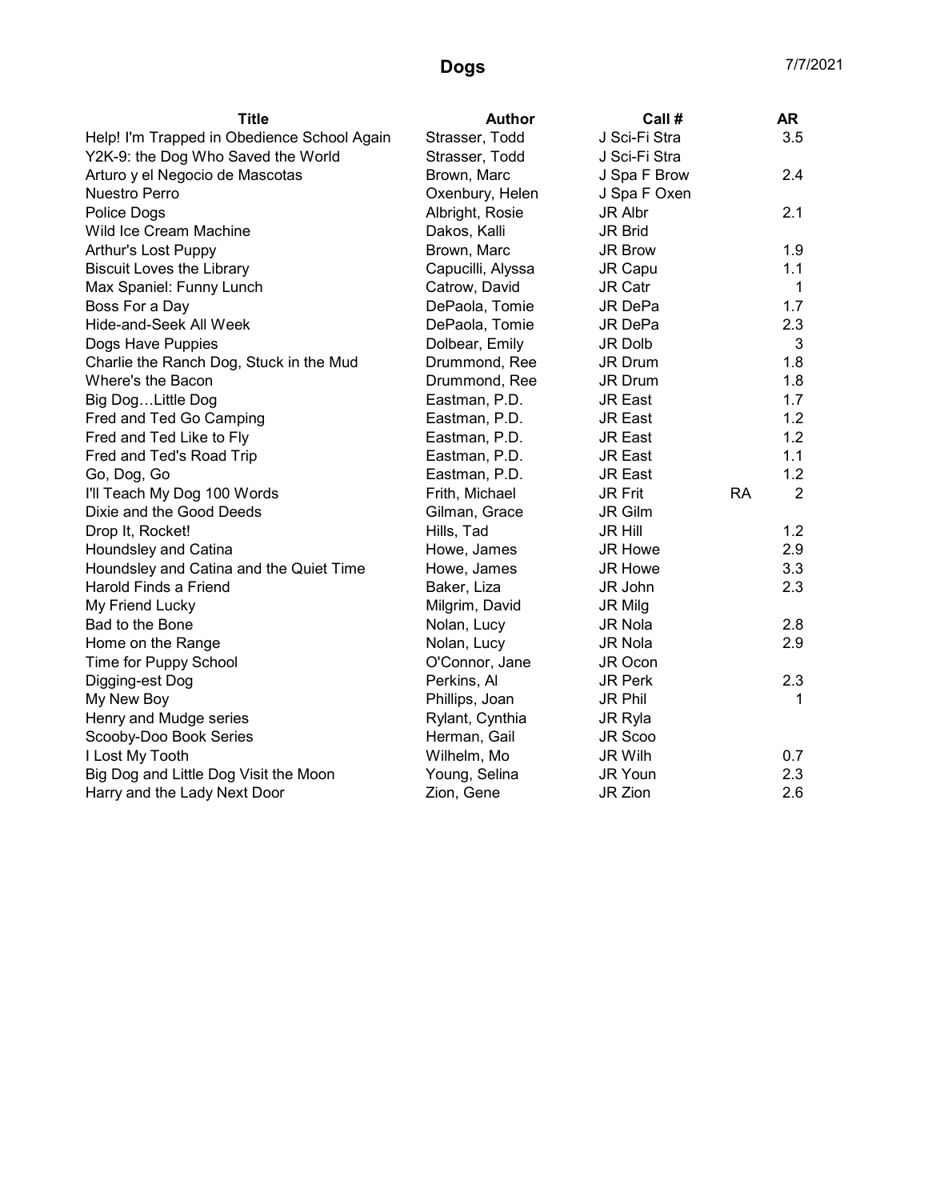# Dogs

7/7/2021

| Title | Author | Call # | | AR |
|---|---|---|---|---|
| Help! I'm Trapped in Obedience School Again | Strasser, Todd | J Sci-Fi Stra | | 3.5 |
| Y2K-9: the Dog Who Saved the World | Strasser, Todd | J Sci-Fi Stra | | |
| Arturo y el Negocio de Mascotas | Brown, Marc | J Spa F Brow | | 2.4 |
| Nuestro Perro | Oxenbury, Helen | J Spa F Oxen | | |
| Police Dogs | Albright, Rosie | JR Albr | | 2.1 |
| Wild Ice Cream Machine | Dakos, Kalli | JR Brid | | |
| Arthur's Lost Puppy | Brown, Marc | JR Brow | | 1.9 |
| Biscuit Loves the Library | Capucilli, Alyssa | JR Capu | | 1.1 |
| Max Spaniel: Funny Lunch | Catrow, David | JR Catr | | 1 |
| Boss For a Day | DePaola, Tomie | JR DePa | | 1.7 |
| Hide-and-Seek All Week | DePaola, Tomie | JR DePa | | 2.3 |
| Dogs Have Puppies | Dolbear, Emily | JR Dolb | | 3 |
| Charlie the Ranch Dog, Stuck in the Mud | Drummond, Ree | JR Drum | | 1.8 |
| Where's the Bacon | Drummond, Ree | JR Drum | | 1.8 |
| Big Dog…Little Dog | Eastman, P.D. | JR East | | 1.7 |
| Fred and Ted Go Camping | Eastman, P.D. | JR East | | 1.2 |
| Fred and Ted Like to Fly | Eastman, P.D. | JR East | | 1.2 |
| Fred and Ted's Road Trip | Eastman, P.D. | JR East | | 1.1 |
| Go, Dog, Go | Eastman, P.D. | JR East | | 1.2 |
| I'll Teach My Dog 100 Words | Frith, Michael | JR Frit | RA | 2 |
| Dixie and the Good Deeds | Gilman, Grace | JR Gilm | | |
| Drop It, Rocket! | Hills, Tad | JR Hill | | 1.2 |
| Houndsley and Catina | Howe, James | JR Howe | | 2.9 |
| Houndsley and Catina and the Quiet Time | Howe, James | JR Howe | | 3.3 |
| Harold Finds a Friend | Baker, Liza | JR John | | 2.3 |
| My Friend Lucky | Milgrim, David | JR Milg | | |
| Bad to the Bone | Nolan, Lucy | JR Nola | | 2.8 |
| Home on the Range | Nolan, Lucy | JR Nola | | 2.9 |
| Time for Puppy School | O'Connor, Jane | JR Ocon | | |
| Digging-est Dog | Perkins, Al | JR Perk | | 2.3 |
| My New Boy | Phillips, Joan | JR Phil | | 1 |
| Henry and Mudge series | Rylant, Cynthia | JR Ryla | | |
| Scooby-Doo Book Series | Herman, Gail | JR Scoo | | |
| I Lost My Tooth | Wilhelm, Mo | JR Wilh | | 0.7 |
| Big Dog and Little Dog Visit the Moon | Young, Selina | JR Youn | | 2.3 |
| Harry and the Lady Next Door | Zion, Gene | JR Zion | | 2.6 |